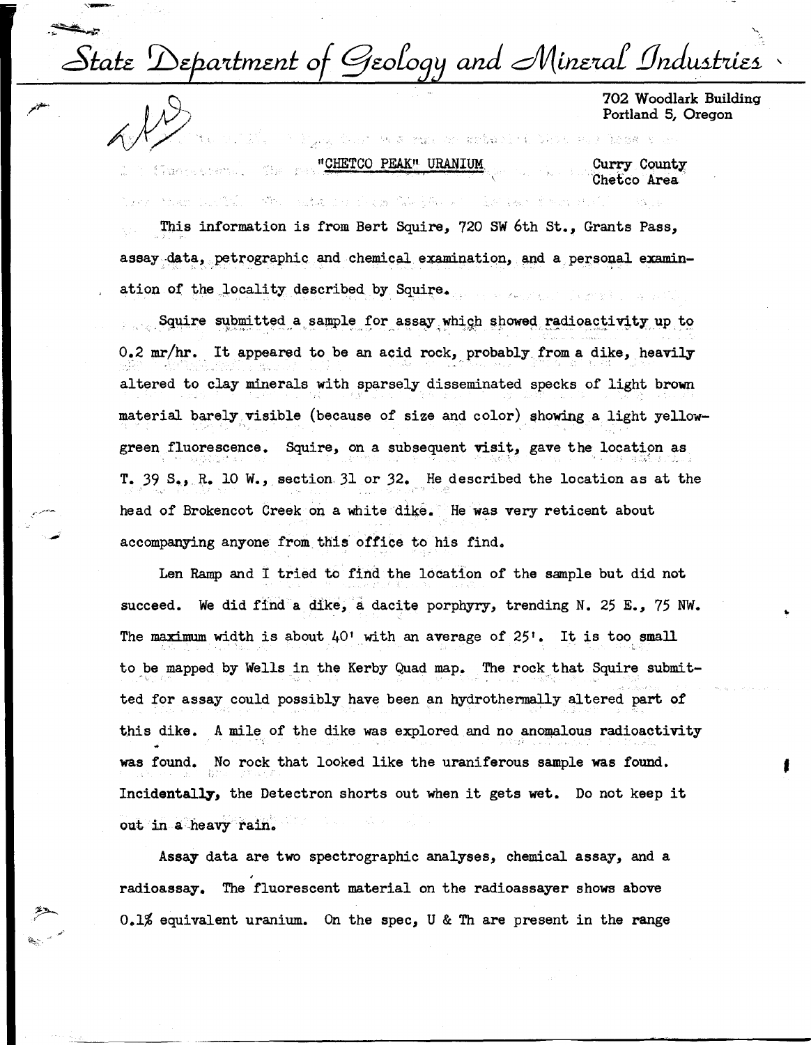# State Department of Geology and Mineral Industries

702 Woodlark Building
Portland 5, Oregon

## "CHETCO PEAK" URANIUM

Curry County
Chetco Area

This information is from Bert Squire, 720 SW 6th St., Grants Pass, assay data, petrographic and chemical examination, and a personal examination of the locality described by Squire.

Squire submitted a sample for assay which showed radioactivity up to 0.2 mr/hr. It appeared to be an acid rock, probably from a dike, heavily altered to clay minerals with sparsely disseminated specks of light brown material barely visible (because of size and color) showing a light yellow-green fluorescence. Squire, on a subsequent visit, gave the location as T. 39 S., R. 10 W., section 31 or 32. He described the location as at the head of Brokencot Creek on a white dike. He was very reticent about accompanying anyone from this office to his find.

Len Ramp and I tried to find the location of the sample but did not succeed. We did find a dike, a dacite porphyry, trending N. 25 E., 75 NW. The maximum width is about 40' with an average of 25'. It is too small to be mapped by Wells in the Kerby Quad map. The rock that Squire submitted for assay could possibly have been an hydrothermally altered part of this dike. A mile of the dike was explored and no anomalous radioactivity was found. No rock that looked like the uraniferous sample was found. Incidentally, the Detectron shorts out when it gets wet. Do not keep it out in a heavy rain.

Assay data are two spectrographic analyses, chemical assay, and a radioassay. The fluorescent material on the radioassayer shows above 0.1% equivalent uranium. On the spec, U & Th are present in the range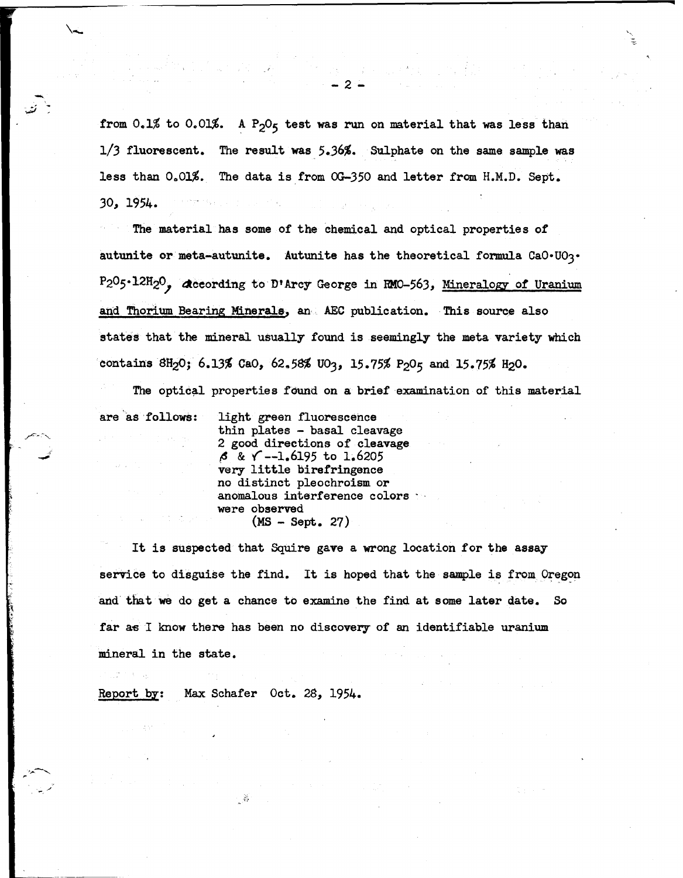from 0.1% to 0.01%. A $P_2O_5$ test was run on material that was less than 1/3 fluorescent. The result was 5.36%. Sulphate on the same sample was less than 0.01%. The data is from OG-350 and letter from H.M.D. Sept. 30, 1954.

The material has some of the chemical and optical properties of autunite or meta-autunite. Autunite has the theoretical formula $CaO \cdot UO_3 \cdot P_2O_5 \cdot 12H_2O$, according to D'Arcy George in RMO-563, Mineralogy of Uranium and Thorium Bearing Minerals, an AEC publication. This source also states that the mineral usually found is seemingly the meta variety which contains $8H_2O$; 6.13% CaO, 62.58% $UO_3$, 15.75% $P_2O_5$ and 15.75% $H_2O$.

The optical properties found on a brief examination of this material are as follows:

light green fluorescence
thin plates - basal cleavage
2 good directions of cleavage
$\beta$ & $\gamma$--1.6195 to 1.6205
very little birefringence
no distinct pleochroism or
anomalous interference colors
were observed
(MS - Sept. 27)

It is suspected that Squire gave a wrong location for the assay service to disguise the find. It is hoped that the sample is from Oregon and that we do get a chance to examine the find at some later date. So far as I know there has been no discovery of an identifiable uranium mineral in the state.

Report by: Max Schafer Oct. 28, 1954.